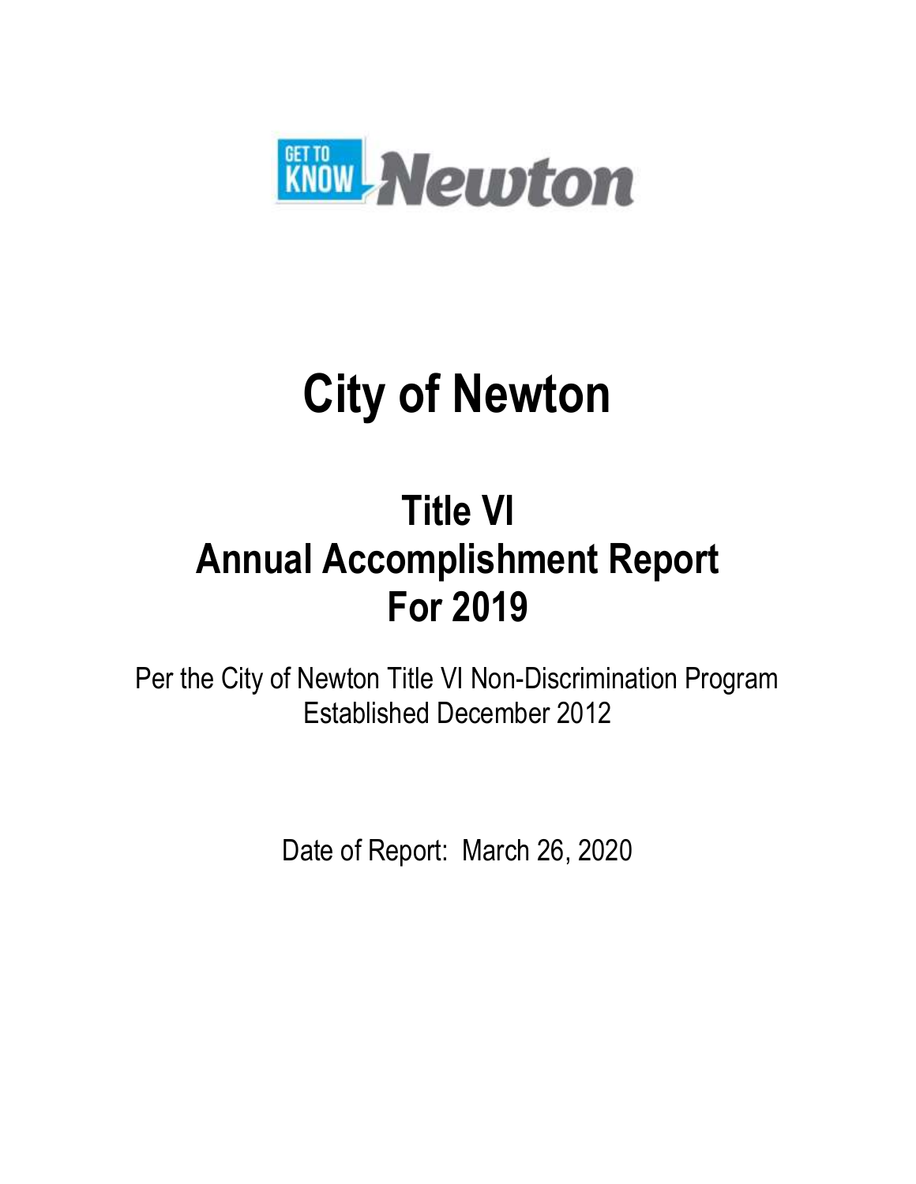GET TO KNOW Newton

# City of Newton

## Title VI
## Annual Accomplishment Report
## For 2019

Per the City of Newton Title VI Non-Discrimination Program
Established December 2012

Date of Report: March 26, 2020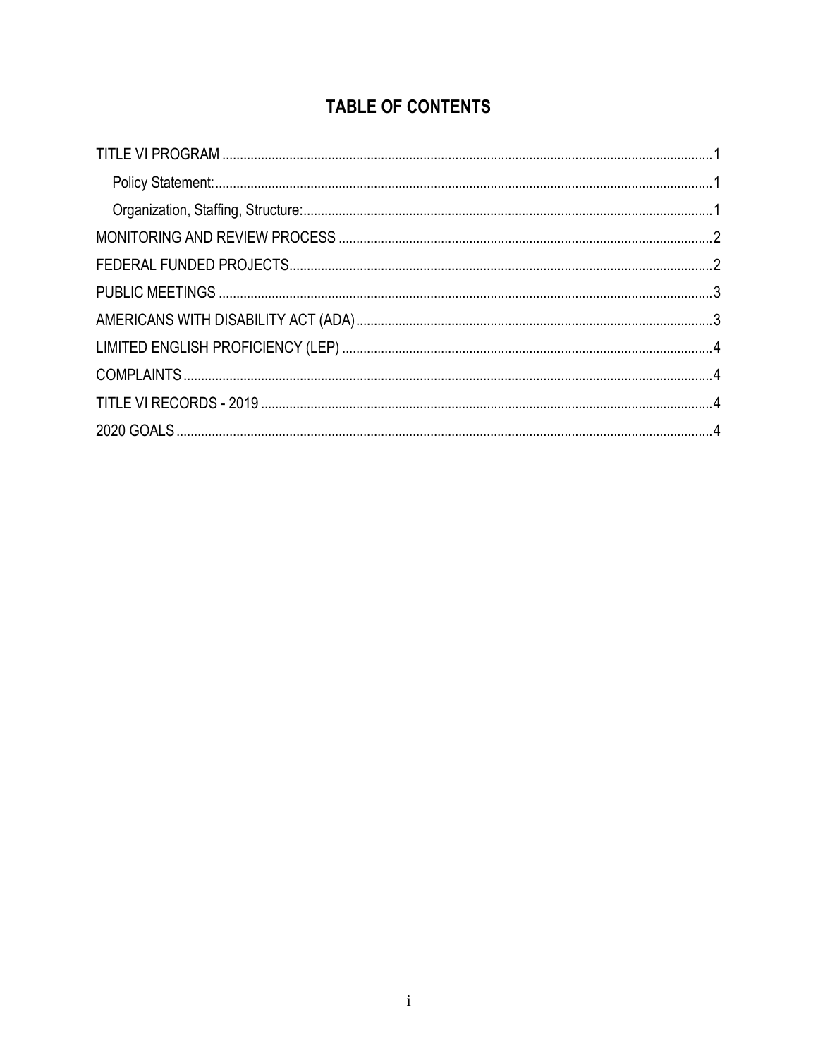# TABLE OF CONTENTS

- TITLE VI PROGRAM ..... 1
  - Policy Statement: ..... 1
  - Organization, Staffing, Structure: ..... 1
- MONITORING AND REVIEW PROCESS ..... 2
- FEDERAL FUNDED PROJECTS ..... 2
- PUBLIC MEETINGS ..... 3
- AMERICANS WITH DISABILITY ACT (ADA) ..... 3
- LIMITED ENGLISH PROFICIENCY (LEP) ..... 4
- COMPLAINTS ..... 4
- TITLE VI RECORDS - 2019 ..... 4
- 2020 GOALS ..... 4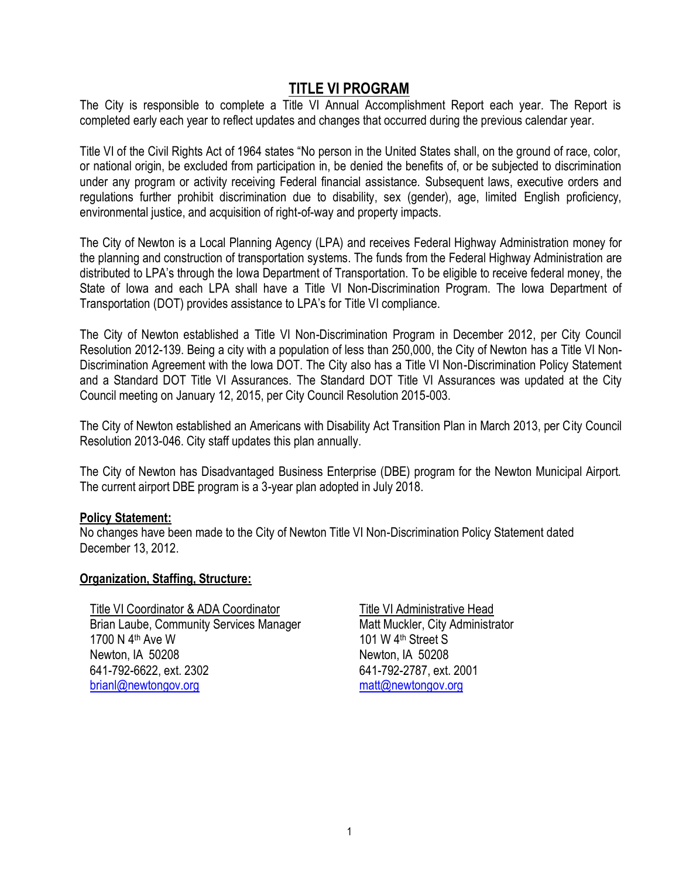# TITLE VI PROGRAM

The City is responsible to complete a Title VI Annual Accomplishment Report each year. The Report is completed early each year to reflect updates and changes that occurred during the previous calendar year.

Title VI of the Civil Rights Act of 1964 states "No person in the United States shall, on the ground of race, color, or national origin, be excluded from participation in, be denied the benefits of, or be subjected to discrimination under any program or activity receiving Federal financial assistance. Subsequent laws, executive orders and regulations further prohibit discrimination due to disability, sex (gender), age, limited English proficiency, environmental justice, and acquisition of right-of-way and property impacts.

The City of Newton is a Local Planning Agency (LPA) and receives Federal Highway Administration money for the planning and construction of transportation systems. The funds from the Federal Highway Administration are distributed to LPA's through the Iowa Department of Transportation. To be eligible to receive federal money, the State of Iowa and each LPA shall have a Title VI Non-Discrimination Program. The Iowa Department of Transportation (DOT) provides assistance to LPA's for Title VI compliance.

The City of Newton established a Title VI Non-Discrimination Program in December 2012, per City Council Resolution 2012-139. Being a city with a population of less than 250,000, the City of Newton has a Title VI Non-Discrimination Agreement with the Iowa DOT. The City also has a Title VI Non-Discrimination Policy Statement and a Standard DOT Title VI Assurances. The Standard DOT Title VI Assurances was updated at the City Council meeting on January 12, 2015, per City Council Resolution 2015-003.

The City of Newton established an Americans with Disability Act Transition Plan in March 2013, per City Council Resolution 2013-046. City staff updates this plan annually.

The City of Newton has Disadvantaged Business Enterprise (DBE) program for the Newton Municipal Airport. The current airport DBE program is a 3-year plan adopted in July 2018.

**Policy Statement:**

No changes have been made to the City of Newton Title VI Non-Discrimination Policy Statement dated December 13, 2012.

**Organization, Staffing, Structure:**

Title VI Coordinator & ADA Coordinator
Brian Laube, Community Services Manager
1700 N 4th Ave W
Newton, IA 50208
641-792-6622, ext. 2302
brianl@newtongov.org

Title VI Administrative Head
Matt Muckler, City Administrator
101 W 4th Street S
Newton, IA 50208
641-792-2787, ext. 2001
matt@newtongov.org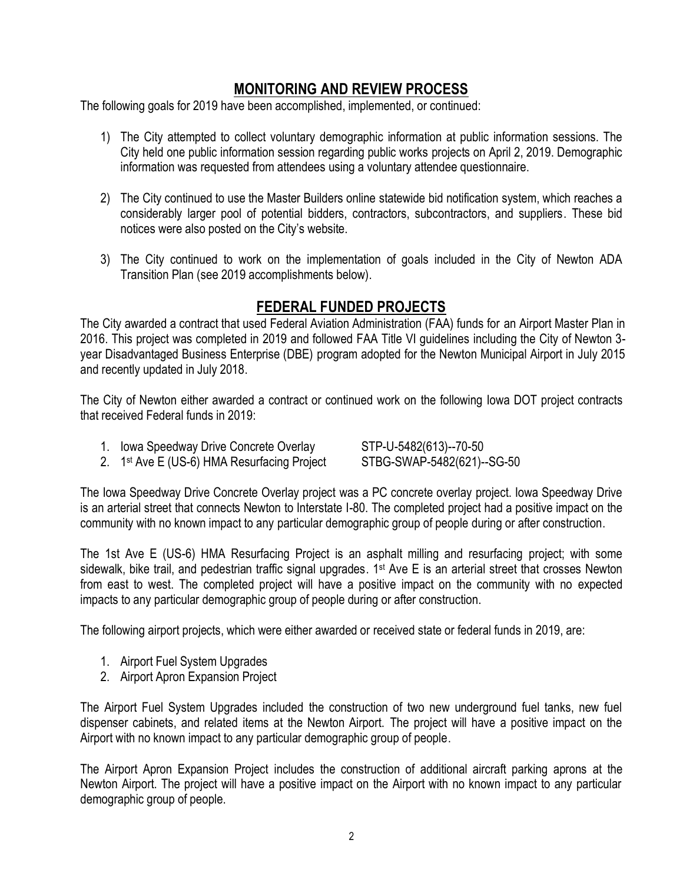## MONITORING AND REVIEW PROCESS

The following goals for 2019 have been accomplished, implemented, or continued:

1) The City attempted to collect voluntary demographic information at public information sessions. The City held one public information session regarding public works projects on April 2, 2019. Demographic information was requested from attendees using a voluntary attendee questionnaire.

2) The City continued to use the Master Builders online statewide bid notification system, which reaches a considerably larger pool of potential bidders, contractors, subcontractors, and suppliers. These bid notices were also posted on the City's website.

3) The City continued to work on the implementation of goals included in the City of Newton ADA Transition Plan (see 2019 accomplishments below).

## FEDERAL FUNDED PROJECTS

The City awarded a contract that used Federal Aviation Administration (FAA) funds for an Airport Master Plan in 2016. This project was completed in 2019 and followed FAA Title VI guidelines including the City of Newton 3-year Disadvantaged Business Enterprise (DBE) program adopted for the Newton Municipal Airport in July 2015 and recently updated in July 2018.

The City of Newton either awarded a contract or continued work on the following Iowa DOT project contracts that received Federal funds in 2019:

1. Iowa Speedway Drive Concrete Overlay — STP-U-5482(613)--70-50
2. 1st Ave E (US-6) HMA Resurfacing Project — STBG-SWAP-5482(621)--SG-50

The Iowa Speedway Drive Concrete Overlay project was a PC concrete overlay project. Iowa Speedway Drive is an arterial street that connects Newton to Interstate I-80. The completed project had a positive impact on the community with no known impact to any particular demographic group of people during or after construction.

The 1st Ave E (US-6) HMA Resurfacing Project is an asphalt milling and resurfacing project; with some sidewalk, bike trail, and pedestrian traffic signal upgrades. 1st Ave E is an arterial street that crosses Newton from east to west. The completed project will have a positive impact on the community with no expected impacts to any particular demographic group of people during or after construction.

The following airport projects, which were either awarded or received state or federal funds in 2019, are:

1. Airport Fuel System Upgrades
2. Airport Apron Expansion Project

The Airport Fuel System Upgrades included the construction of two new underground fuel tanks, new fuel dispenser cabinets, and related items at the Newton Airport. The project will have a positive impact on the Airport with no known impact to any particular demographic group of people.

The Airport Apron Expansion Project includes the construction of additional aircraft parking aprons at the Newton Airport. The project will have a positive impact on the Airport with no known impact to any particular demographic group of people.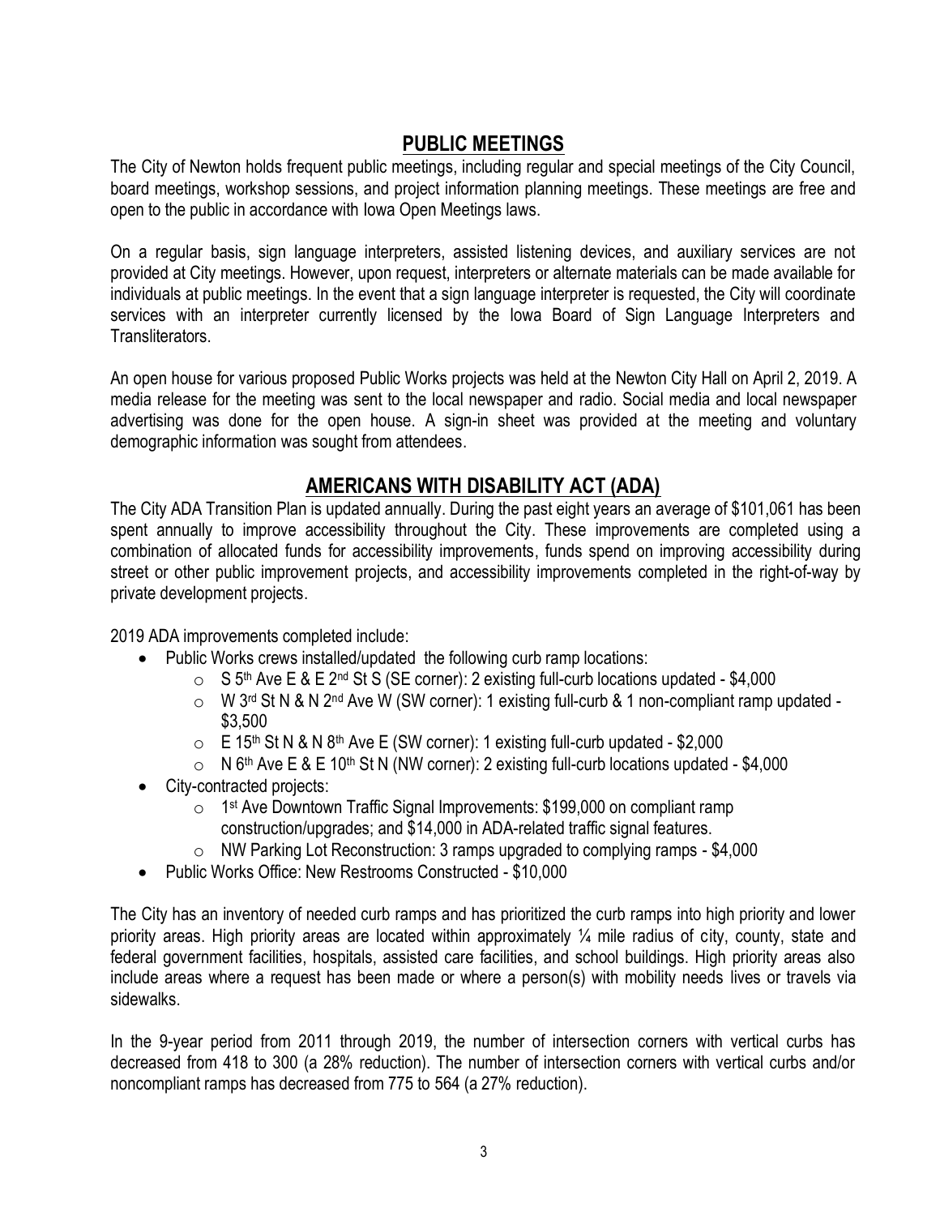## PUBLIC MEETINGS

The City of Newton holds frequent public meetings, including regular and special meetings of the City Council, board meetings, workshop sessions, and project information planning meetings. These meetings are free and open to the public in accordance with Iowa Open Meetings laws.

On a regular basis, sign language interpreters, assisted listening devices, and auxiliary services are not provided at City meetings. However, upon request, interpreters or alternate materials can be made available for individuals at public meetings. In the event that a sign language interpreter is requested, the City will coordinate services with an interpreter currently licensed by the Iowa Board of Sign Language Interpreters and Transliterators.

An open house for various proposed Public Works projects was held at the Newton City Hall on April 2, 2019. A media release for the meeting was sent to the local newspaper and radio. Social media and local newspaper advertising was done for the open house. A sign-in sheet was provided at the meeting and voluntary demographic information was sought from attendees.

## AMERICANS WITH DISABILITY ACT (ADA)

The City ADA Transition Plan is updated annually. During the past eight years an average of $101,061 has been spent annually to improve accessibility throughout the City. These improvements are completed using a combination of allocated funds for accessibility improvements, funds spend on improving accessibility during street or other public improvement projects, and accessibility improvements completed in the right-of-way by private development projects.

2019 ADA improvements completed include:

- Public Works crews installed/updated the following curb ramp locations:
  - S 5th Ave E & E 2nd St S (SE corner): 2 existing full-curb locations updated - $4,000
  - W 3rd St N & N 2nd Ave W (SW corner): 1 existing full-curb & 1 non-compliant ramp updated - $3,500
  - E 15th St N & N 8th Ave E (SW corner): 1 existing full-curb updated - $2,000
  - N 6th Ave E & E 10th St N (NW corner): 2 existing full-curb locations updated - $4,000
- City-contracted projects:
  - 1st Ave Downtown Traffic Signal Improvements: $199,000 on compliant ramp construction/upgrades; and $14,000 in ADA-related traffic signal features.
  - NW Parking Lot Reconstruction: 3 ramps upgraded to complying ramps - $4,000
- Public Works Office: New Restrooms Constructed - $10,000

The City has an inventory of needed curb ramps and has prioritized the curb ramps into high priority and lower priority areas. High priority areas are located within approximately ¼ mile radius of city, county, state and federal government facilities, hospitals, assisted care facilities, and school buildings. High priority areas also include areas where a request has been made or where a person(s) with mobility needs lives or travels via sidewalks.

In the 9-year period from 2011 through 2019, the number of intersection corners with vertical curbs has decreased from 418 to 300 (a 28% reduction). The number of intersection corners with vertical curbs and/or noncompliant ramps has decreased from 775 to 564 (a 27% reduction).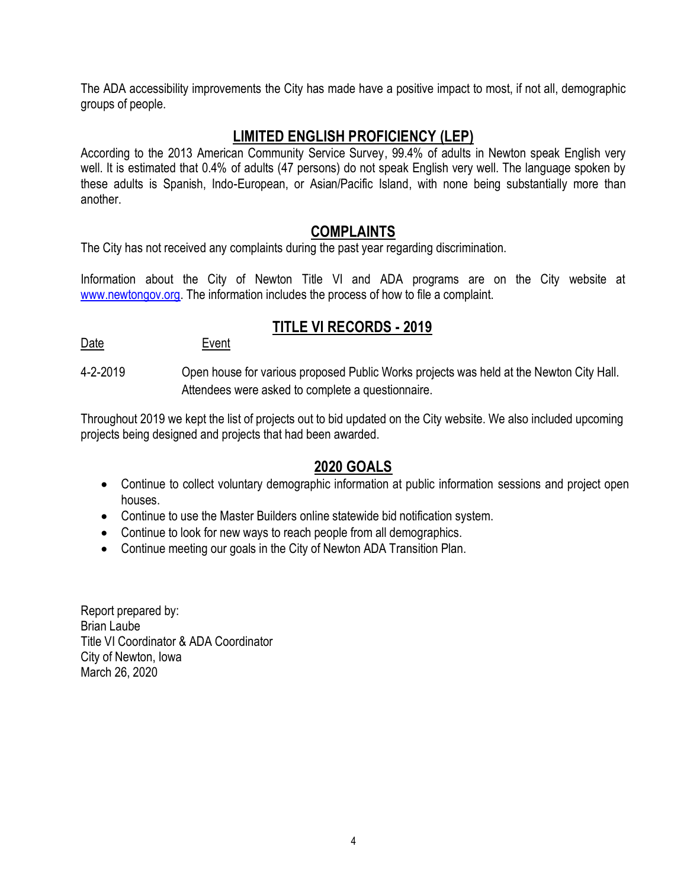The ADA accessibility improvements the City has made have a positive impact to most, if not all, demographic groups of people.

## LIMITED ENGLISH PROFICIENCY (LEP)

According to the 2013 American Community Service Survey, 99.4% of adults in Newton speak English very well. It is estimated that 0.4% of adults (47 persons) do not speak English very well. The language spoken by these adults is Spanish, Indo-European, or Asian/Pacific Island, with none being substantially more than another.

## COMPLAINTS

The City has not received any complaints during the past year regarding discrimination.

Information about the City of Newton Title VI and ADA programs are on the City website at www.newtongov.org. The information includes the process of how to file a complaint.

## TITLE VI RECORDS - 2019

| Date | Event |
|---|---|
| 4-2-2019 | Open house for various proposed Public Works projects was held at the Newton City Hall. Attendees were asked to complete a questionnaire. |

Throughout 2019 we kept the list of projects out to bid updated on the City website. We also included upcoming projects being designed and projects that had been awarded.

## 2020 GOALS

- Continue to collect voluntary demographic information at public information sessions and project open houses.
- Continue to use the Master Builders online statewide bid notification system.
- Continue to look for new ways to reach people from all demographics.
- Continue meeting our goals in the City of Newton ADA Transition Plan.

Report prepared by:
Brian Laube
Title VI Coordinator & ADA Coordinator
City of Newton, Iowa
March 26, 2020